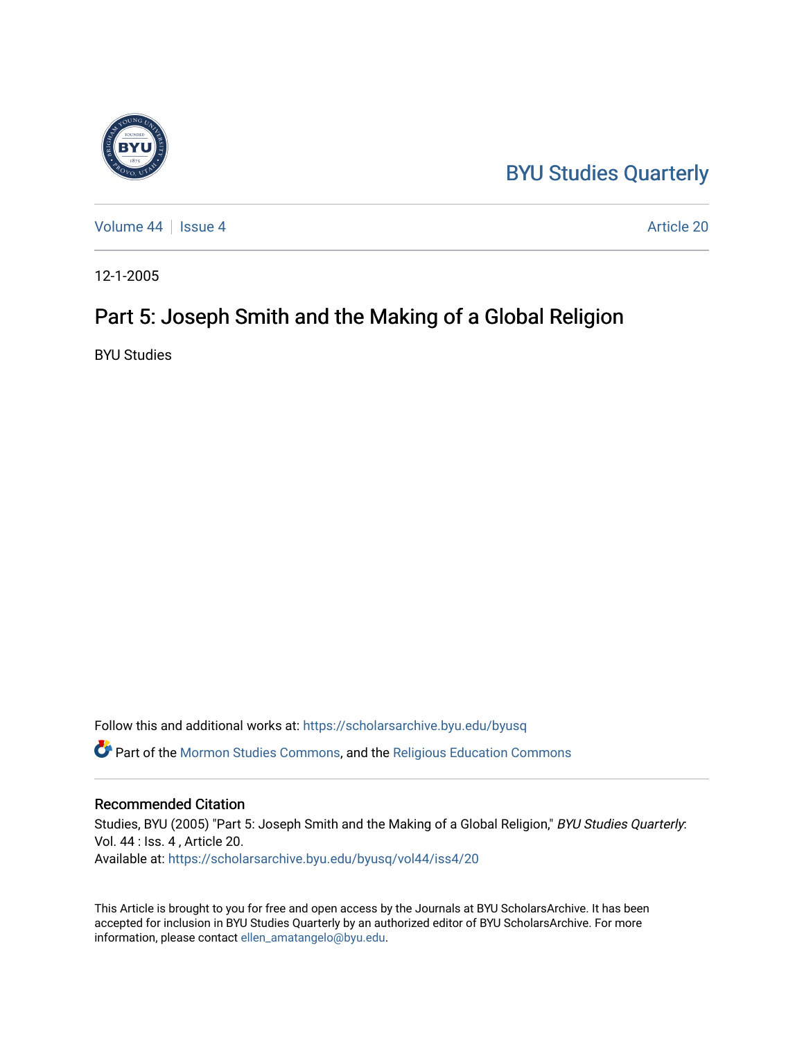BYU Studies Quarterly

Volume 44 | Issue 4 | Article 20

12-1-2005

# Part 5: Joseph Smith and the Making of a Global Religion

BYU Studies

Follow this and additional works at: https://scholarsarchive.byu.edu/byusq

Part of the Mormon Studies Commons, and the Religious Education Commons

## Recommended Citation

Studies, BYU (2005) "Part 5: Joseph Smith and the Making of a Global Religion," *BYU Studies Quarterly*: Vol. 44 : Iss. 4 , Article 20.
Available at: https://scholarsarchive.byu.edu/byusq/vol44/iss4/20

This Article is brought to you for free and open access by the Journals at BYU ScholarsArchive. It has been accepted for inclusion in BYU Studies Quarterly by an authorized editor of BYU ScholarsArchive. For more information, please contact ellen_amatangelo@byu.edu.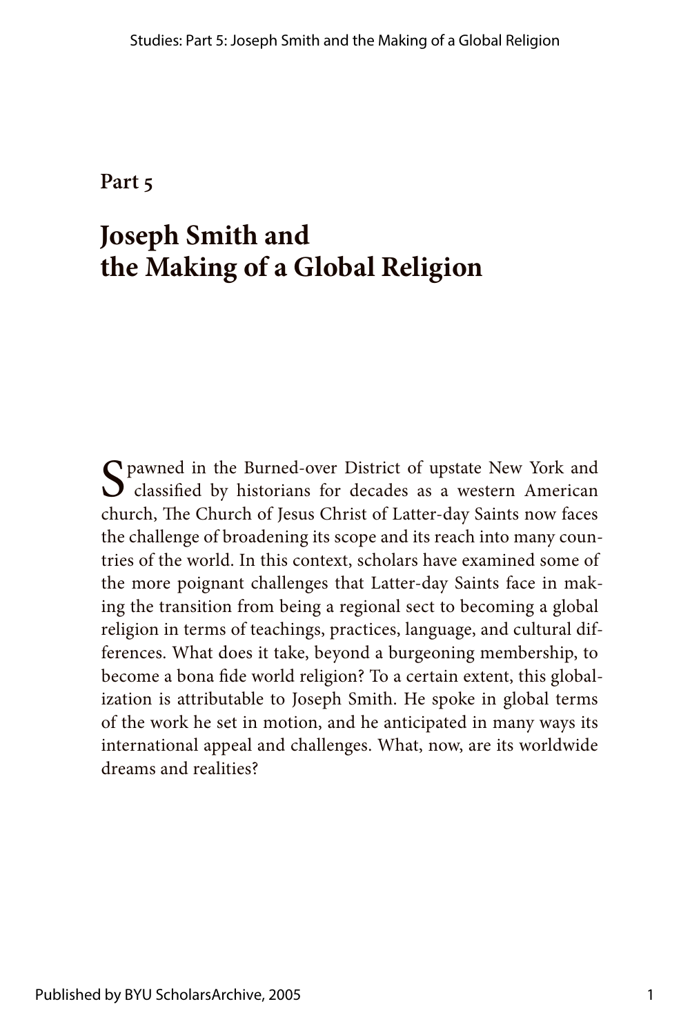## Part 5

# Joseph Smith and the Making of a Global Religion

Spawned in the Burned-over District of upstate New York and classified by historians for decades as a western American church, The Church of Jesus Christ of Latter-day Saints now faces the challenge of broadening its scope and its reach into many countries of the world. In this context, scholars have examined some of the more poignant challenges that Latter-day Saints face in making the transition from being a regional sect to becoming a global religion in terms of teachings, practices, language, and cultural differences. What does it take, beyond a burgeoning membership, to become a bona fide world religion? To a certain extent, this globalization is attributable to Joseph Smith. He spoke in global terms of the work he set in motion, and he anticipated in many ways its international appeal and challenges. What, now, are its worldwide dreams and realities?